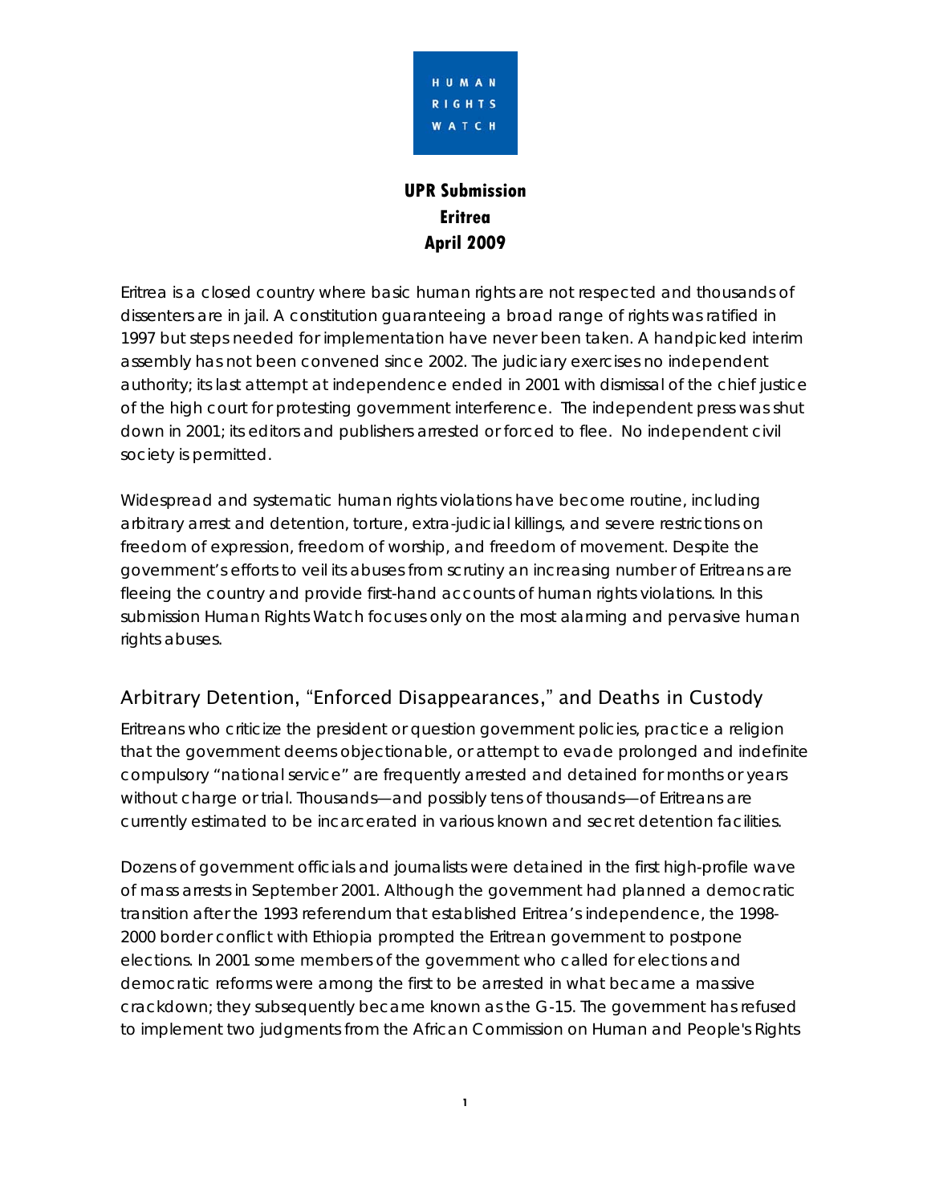HUMAN RIGHTS WATCH

# UPR Submission
# Eritrea
# April 2009

Eritrea is a closed country where basic human rights are not respected and thousands of dissenters are in jail. A constitution guaranteeing a broad range of rights was ratified in 1997 but steps needed for implementation have never been taken. A handpicked interim assembly has not been convened since 2002. The judiciary exercises no independent authority; its last attempt at independence ended in 2001 with dismissal of the chief justice of the high court for protesting government interference. The independent press was shut down in 2001; its editors and publishers arrested or forced to flee. No independent civil society is permitted.

Widespread and systematic human rights violations have become routine, including arbitrary arrest and detention, torture, extra-judicial killings, and severe restrictions on freedom of expression, freedom of worship, and freedom of movement. Despite the government's efforts to veil its abuses from scrutiny an increasing number of Eritreans are fleeing the country and provide first-hand accounts of human rights violations. In this submission Human Rights Watch focuses only on the most alarming and pervasive human rights abuses.

## Arbitrary Detention, "Enforced Disappearances," and Deaths in Custody

Eritreans who criticize the president or question government policies, practice a religion that the government deems objectionable, or attempt to evade prolonged and indefinite compulsory "national service" are frequently arrested and detained for months or years without charge or trial. Thousands—and possibly tens of thousands—of Eritreans are currently estimated to be incarcerated in various known and secret detention facilities.

Dozens of government officials and journalists were detained in the first high-profile wave of mass arrests in September 2001. Although the government had planned a democratic transition after the 1993 referendum that established Eritrea's independence, the 1998-2000 border conflict with Ethiopia prompted the Eritrean government to postpone elections. In 2001 some members of the government who called for elections and democratic reforms were among the first to be arrested in what became a massive crackdown; they subsequently became known as the G-15. The government has refused to implement two judgments from the African Commission on Human and People's Rights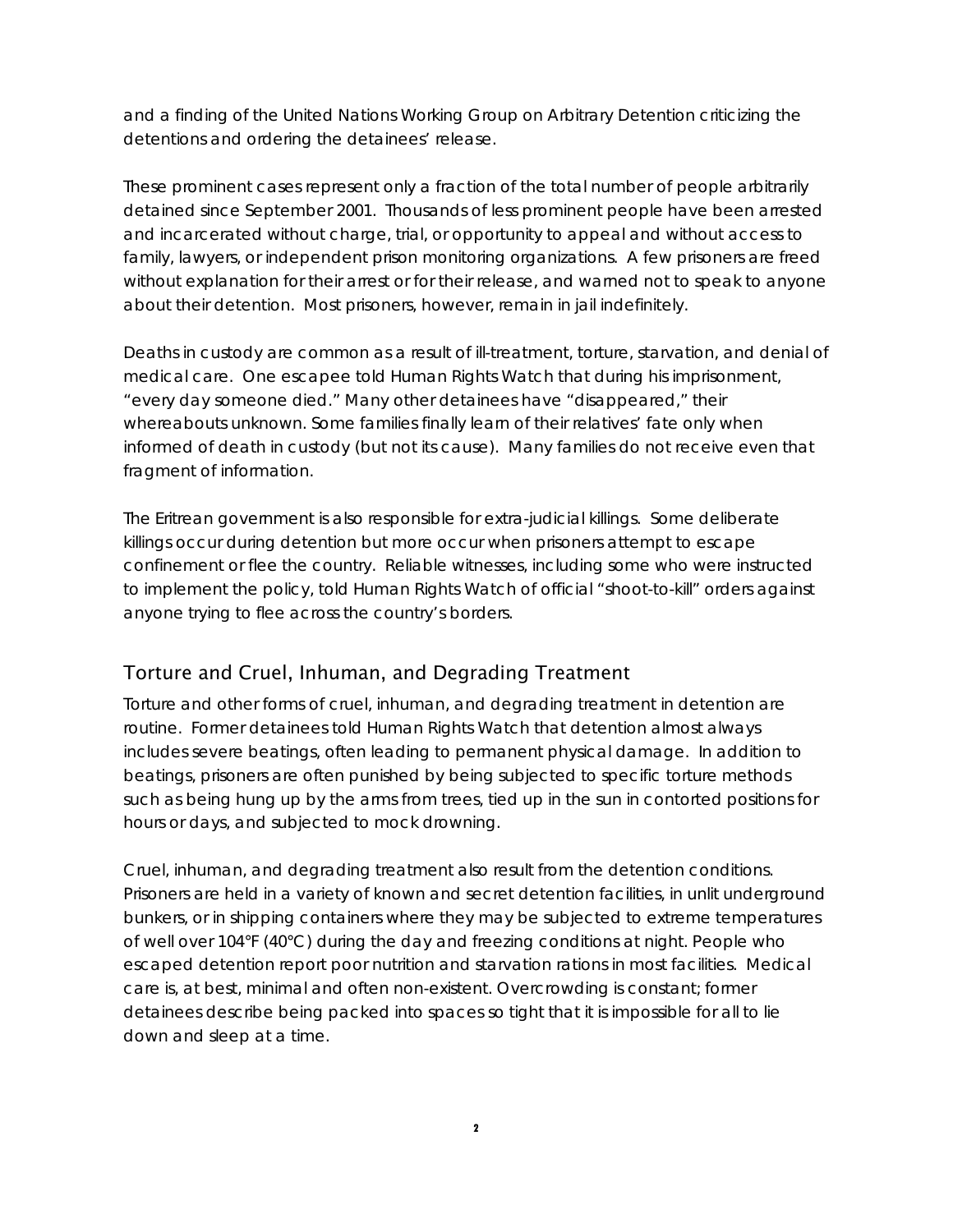and a finding of the United Nations Working Group on Arbitrary Detention criticizing the detentions and ordering the detainees' release.

These prominent cases represent only a fraction of the total number of people arbitrarily detained since September 2001. Thousands of less prominent people have been arrested and incarcerated without charge, trial, or opportunity to appeal and without access to family, lawyers, or independent prison monitoring organizations. A few prisoners are freed without explanation for their arrest or for their release, and warned not to speak to anyone about their detention. Most prisoners, however, remain in jail indefinitely.

Deaths in custody are common as a result of ill-treatment, torture, starvation, and denial of medical care. One escapee told Human Rights Watch that during his imprisonment, "every day someone died." Many other detainees have "disappeared," their whereabouts unknown. Some families finally learn of their relatives' fate only when informed of death in custody (but not its cause). Many families do not receive even that fragment of information.

The Eritrean government is also responsible for extra-judicial killings. Some deliberate killings occur during detention but more occur when prisoners attempt to escape confinement or flee the country. Reliable witnesses, including some who were instructed to implement the policy, told Human Rights Watch of official "shoot-to-kill" orders against anyone trying to flee across the country's borders.

## Torture and Cruel, Inhuman, and Degrading Treatment

Torture and other forms of cruel, inhuman, and degrading treatment in detention are routine. Former detainees told Human Rights Watch that detention almost always includes severe beatings, often leading to permanent physical damage. In addition to beatings, prisoners are often punished by being subjected to specific torture methods such as being hung up by the arms from trees, tied up in the sun in contorted positions for hours or days, and subjected to mock drowning.

Cruel, inhuman, and degrading treatment also result from the detention conditions. Prisoners are held in a variety of known and secret detention facilities, in unlit underground bunkers, or in shipping containers where they may be subjected to extreme temperatures of well over 104°F (40°C) during the day and freezing conditions at night. People who escaped detention report poor nutrition and starvation rations in most facilities. Medical care is, at best, minimal and often non-existent. Overcrowding is constant; former detainees describe being packed into spaces so tight that it is impossible for all to lie down and sleep at a time.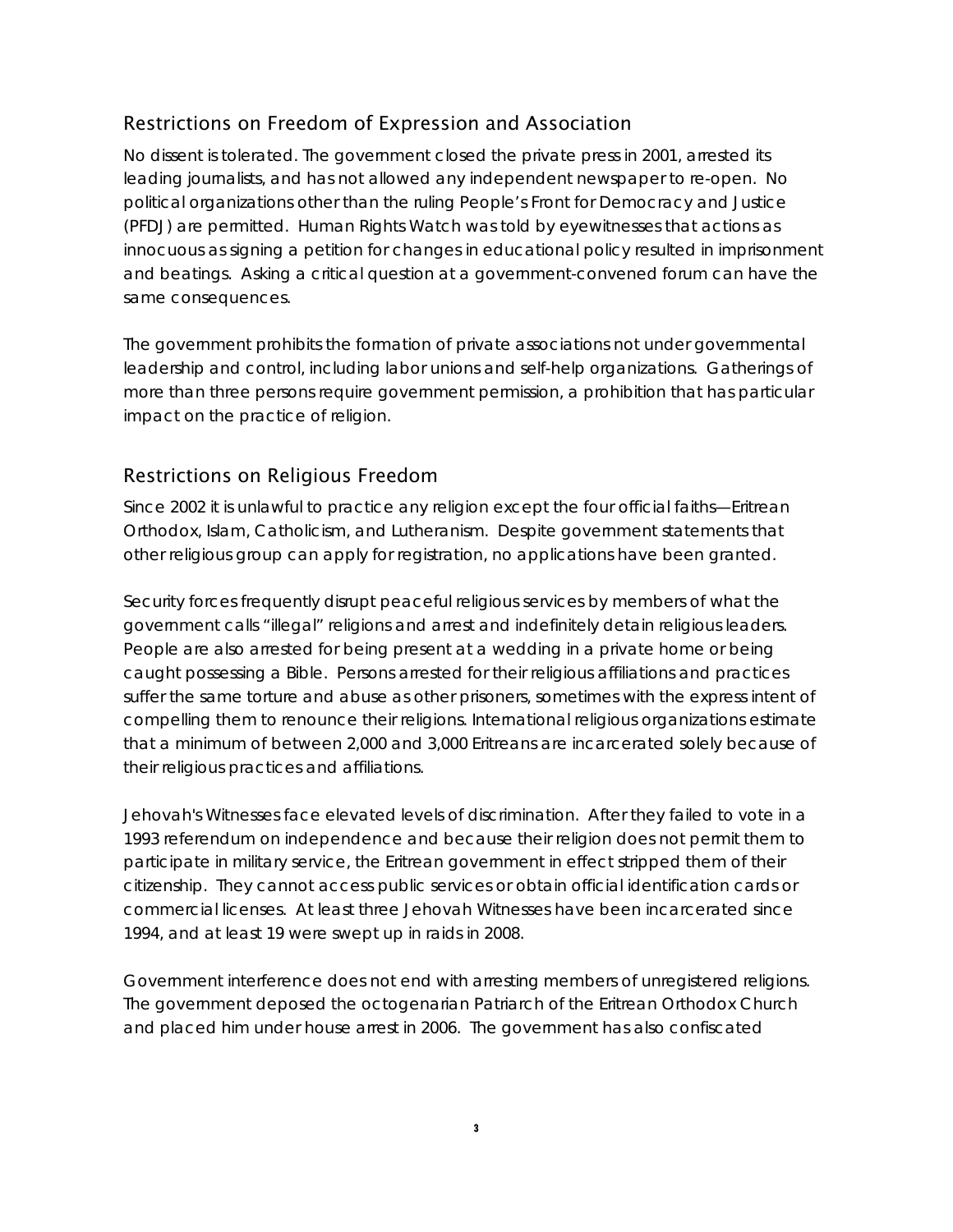## Restrictions on Freedom of Expression and Association

No dissent is tolerated. The government closed the private press in 2001, arrested its leading journalists, and has not allowed any independent newspaper to re-open. No political organizations other than the ruling People's Front for Democracy and Justice (PFDJ) are permitted. Human Rights Watch was told by eyewitnesses that actions as innocuous as signing a petition for changes in educational policy resulted in imprisonment and beatings. Asking a critical question at a government-convened forum can have the same consequences.

The government prohibits the formation of private associations not under governmental leadership and control, including labor unions and self-help organizations. Gatherings of more than three persons require government permission, a prohibition that has particular impact on the practice of religion.

## Restrictions on Religious Freedom

Since 2002 it is unlawful to practice any religion except the four official faiths—Eritrean Orthodox, Islam, Catholicism, and Lutheranism. Despite government statements that other religious group can apply for registration, no applications have been granted.

Security forces frequently disrupt peaceful religious services by members of what the government calls "illegal" religions and arrest and indefinitely detain religious leaders. People are also arrested for being present at a wedding in a private home or being caught possessing a Bible. Persons arrested for their religious affiliations and practices suffer the same torture and abuse as other prisoners, sometimes with the express intent of compelling them to renounce their religions. International religious organizations estimate that a minimum of between 2,000 and 3,000 Eritreans are incarcerated solely because of their religious practices and affiliations.

Jehovah's Witnesses face elevated levels of discrimination. After they failed to vote in a 1993 referendum on independence and because their religion does not permit them to participate in military service, the Eritrean government in effect stripped them of their citizenship. They cannot access public services or obtain official identification cards or commercial licenses. At least three Jehovah Witnesses have been incarcerated since 1994, and at least 19 were swept up in raids in 2008.

Government interference does not end with arresting members of unregistered religions. The government deposed the octogenarian Patriarch of the Eritrean Orthodox Church and placed him under house arrest in 2006. The government has also confiscated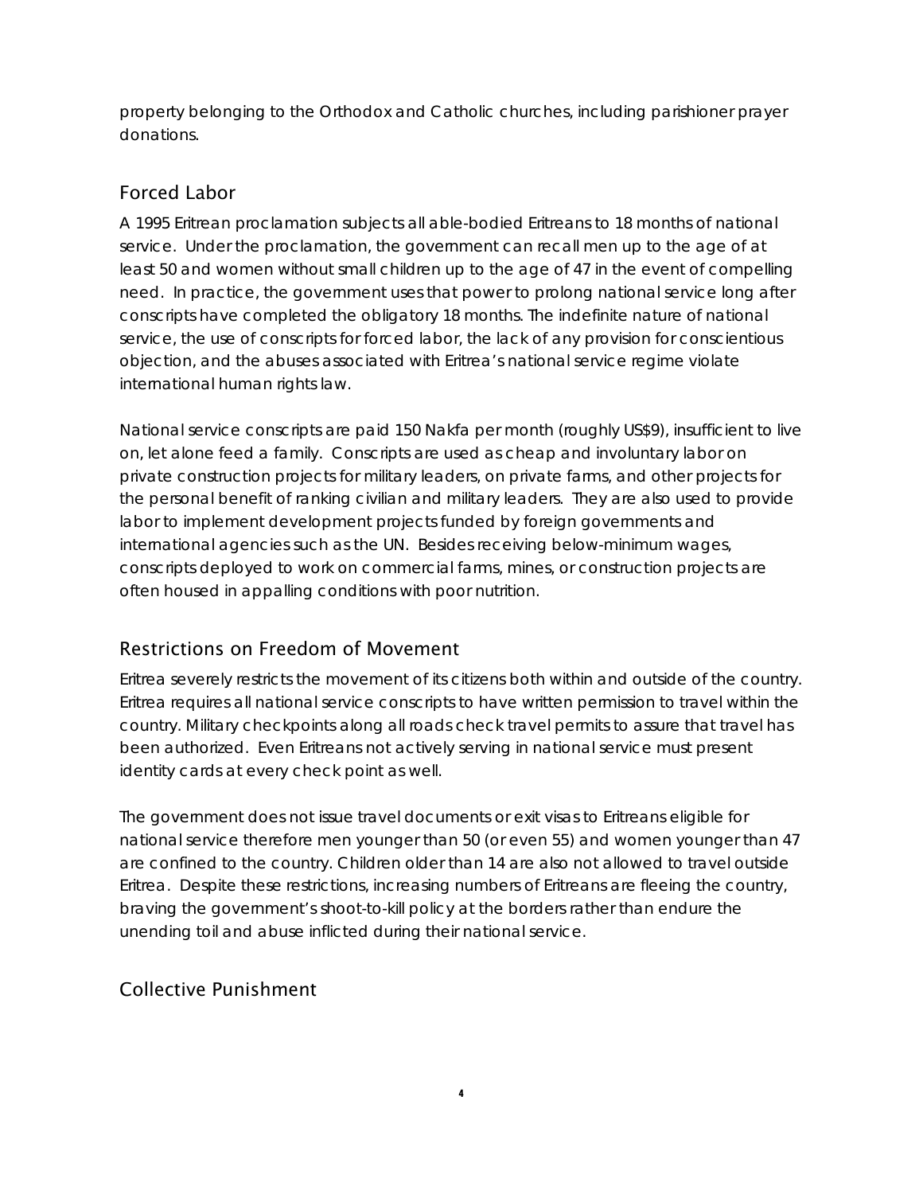property belonging to the Orthodox and Catholic churches, including parishioner prayer donations.

## Forced Labor

A 1995 Eritrean proclamation subjects all able-bodied Eritreans to 18 months of national service. Under the proclamation, the government can recall men up to the age of at least 50 and women without small children up to the age of 47 in the event of compelling need. In practice, the government uses that power to prolong national service long after conscripts have completed the obligatory 18 months. The indefinite nature of national service, the use of conscripts for forced labor, the lack of any provision for conscientious objection, and the abuses associated with Eritrea's national service regime violate international human rights law.

National service conscripts are paid 150 Nakfa per month (roughly US$9), insufficient to live on, let alone feed a family. Conscripts are used as cheap and involuntary labor on private construction projects for military leaders, on private farms, and other projects for the personal benefit of ranking civilian and military leaders. They are also used to provide labor to implement development projects funded by foreign governments and international agencies such as the UN. Besides receiving below-minimum wages, conscripts deployed to work on commercial farms, mines, or construction projects are often housed in appalling conditions with poor nutrition.

## Restrictions on Freedom of Movement

Eritrea severely restricts the movement of its citizens both within and outside of the country. Eritrea requires all national service conscripts to have written permission to travel within the country. Military checkpoints along all roads check travel permits to assure that travel has been authorized. Even Eritreans not actively serving in national service must present identity cards at every check point as well.

The government does not issue travel documents or exit visas to Eritreans eligible for national service therefore men younger than 50 (or even 55) and women younger than 47 are confined to the country. Children older than 14 are also not allowed to travel outside Eritrea. Despite these restrictions, increasing numbers of Eritreans are fleeing the country, braving the government's shoot-to-kill policy at the borders rather than endure the unending toil and abuse inflicted during their national service.

## Collective Punishment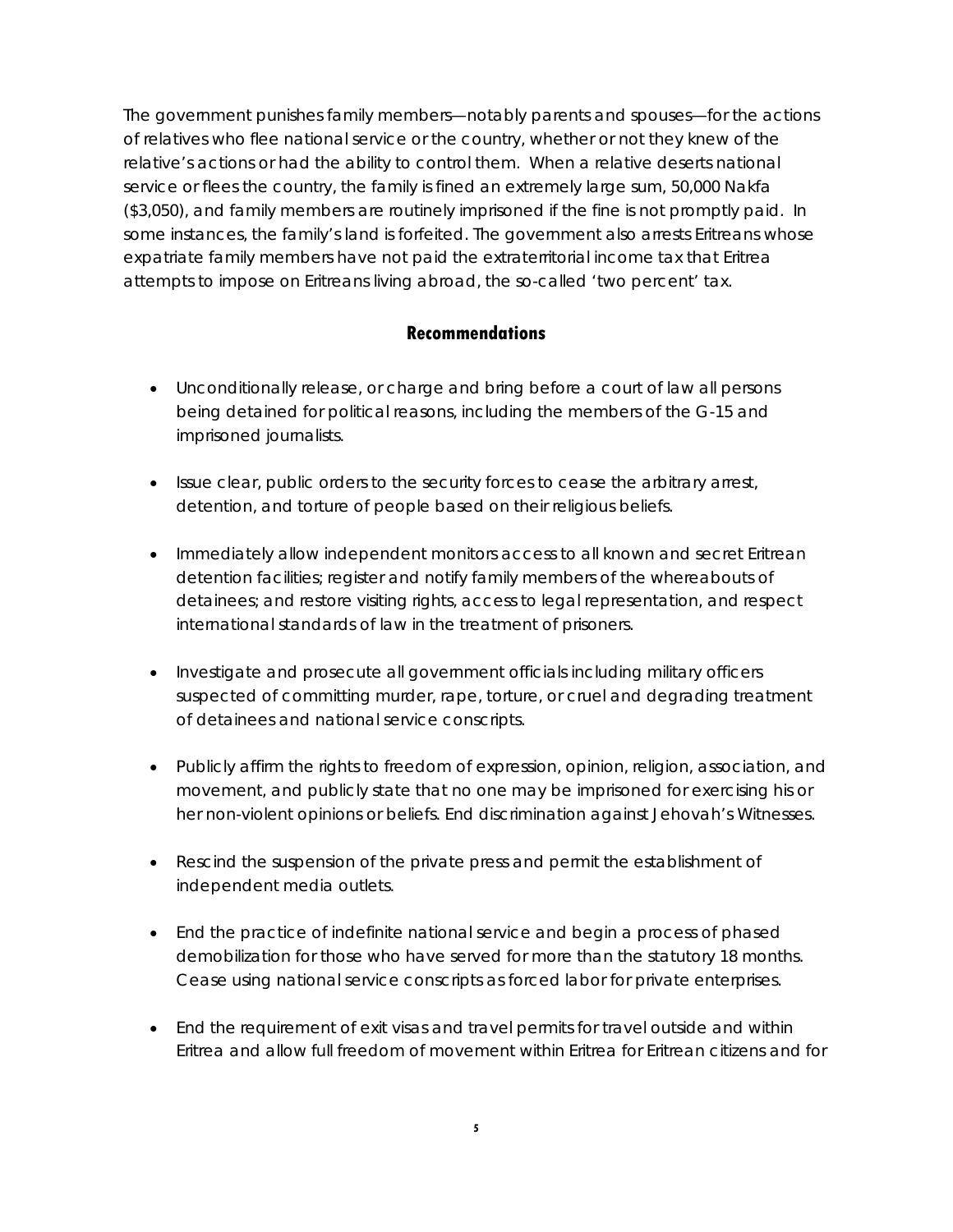The government punishes family members—notably parents and spouses—for the actions of relatives who flee national service or the country, whether or not they knew of the relative's actions or had the ability to control them. When a relative deserts national service or flees the country, the family is fined an extremely large sum, 50,000 Nakfa ($3,050), and family members are routinely imprisoned if the fine is not promptly paid. In some instances, the family's land is forfeited. The government also arrests Eritreans whose expatriate family members have not paid the extraterritorial income tax that Eritrea attempts to impose on Eritreans living abroad, the so-called 'two percent' tax.

## Recommendations

- Unconditionally release, or charge and bring before a court of law all persons being detained for political reasons, including the members of the G-15 and imprisoned journalists.
- Issue clear, public orders to the security forces to cease the arbitrary arrest, detention, and torture of people based on their religious beliefs.
- Immediately allow independent monitors access to all known and secret Eritrean detention facilities; register and notify family members of the whereabouts of detainees; and restore visiting rights, access to legal representation, and respect international standards of law in the treatment of prisoners.
- Investigate and prosecute all government officials including military officers suspected of committing murder, rape, torture, or cruel and degrading treatment of detainees and national service conscripts.
- Publicly affirm the rights to freedom of expression, opinion, religion, association, and movement, and publicly state that no one may be imprisoned for exercising his or her non-violent opinions or beliefs. End discrimination against Jehovah's Witnesses.
- Rescind the suspension of the private press and permit the establishment of independent media outlets.
- End the practice of indefinite national service and begin a process of phased demobilization for those who have served for more than the statutory 18 months. Cease using national service conscripts as forced labor for private enterprises.
- End the requirement of exit visas and travel permits for travel outside and within Eritrea and allow full freedom of movement within Eritrea for Eritrean citizens and for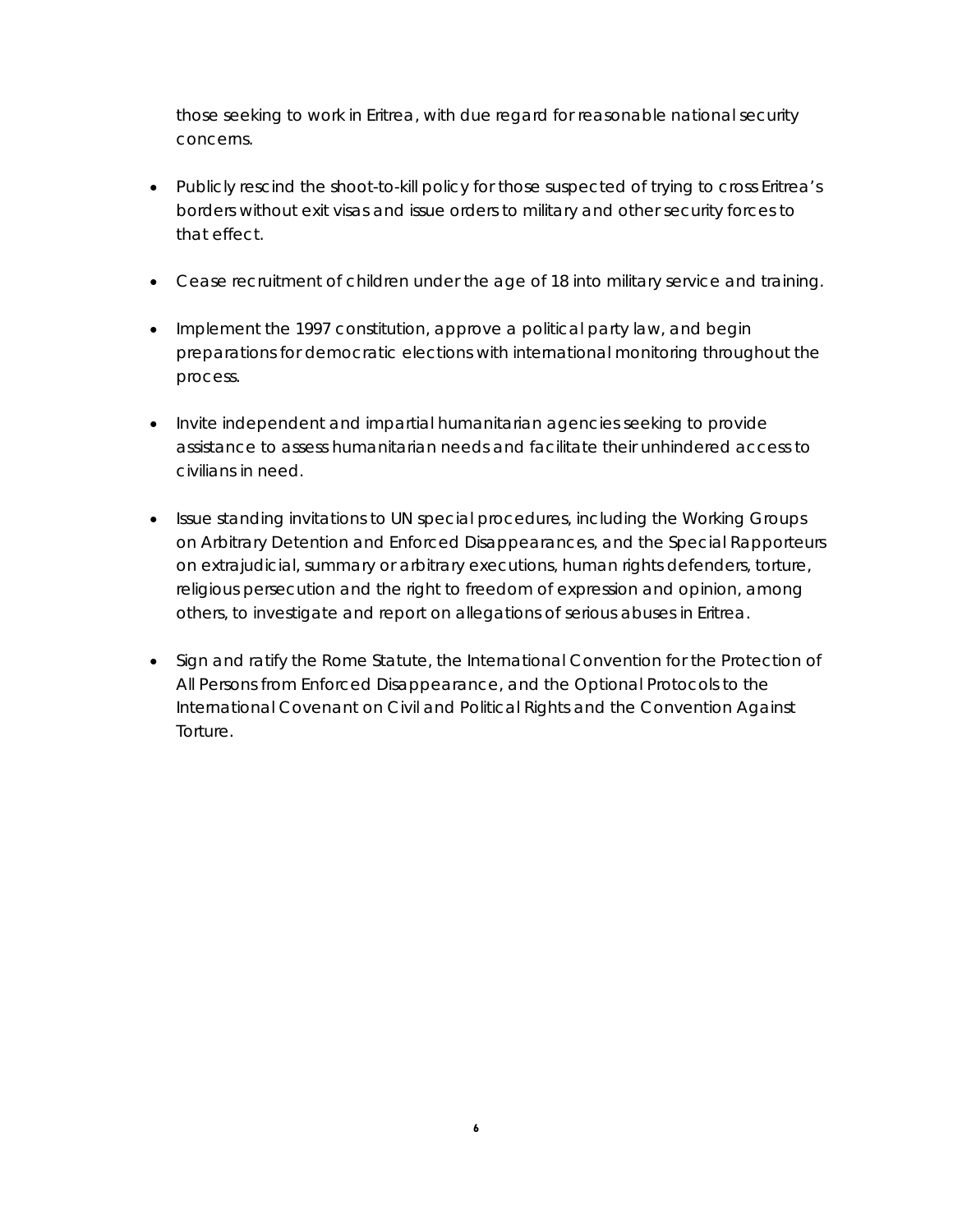those seeking to work in Eritrea, with due regard for reasonable national security concerns.

- Publicly rescind the shoot-to-kill policy for those suspected of trying to cross Eritrea's borders without exit visas and issue orders to military and other security forces to that effect.
- Cease recruitment of children under the age of 18 into military service and training.
- Implement the 1997 constitution, approve a political party law, and begin preparations for democratic elections with international monitoring throughout the process.
- Invite independent and impartial humanitarian agencies seeking to provide assistance to assess humanitarian needs and facilitate their unhindered access to civilians in need.
- Issue standing invitations to UN special procedures, including the Working Groups on Arbitrary Detention and Enforced Disappearances, and the Special Rapporteurs on extrajudicial, summary or arbitrary executions, human rights defenders, torture, religious persecution and the right to freedom of expression and opinion, among others, to investigate and report on allegations of serious abuses in Eritrea.
- Sign and ratify the Rome Statute, the International Convention for the Protection of All Persons from Enforced Disappearance, and the Optional Protocols to the International Covenant on Civil and Political Rights and the Convention Against Torture.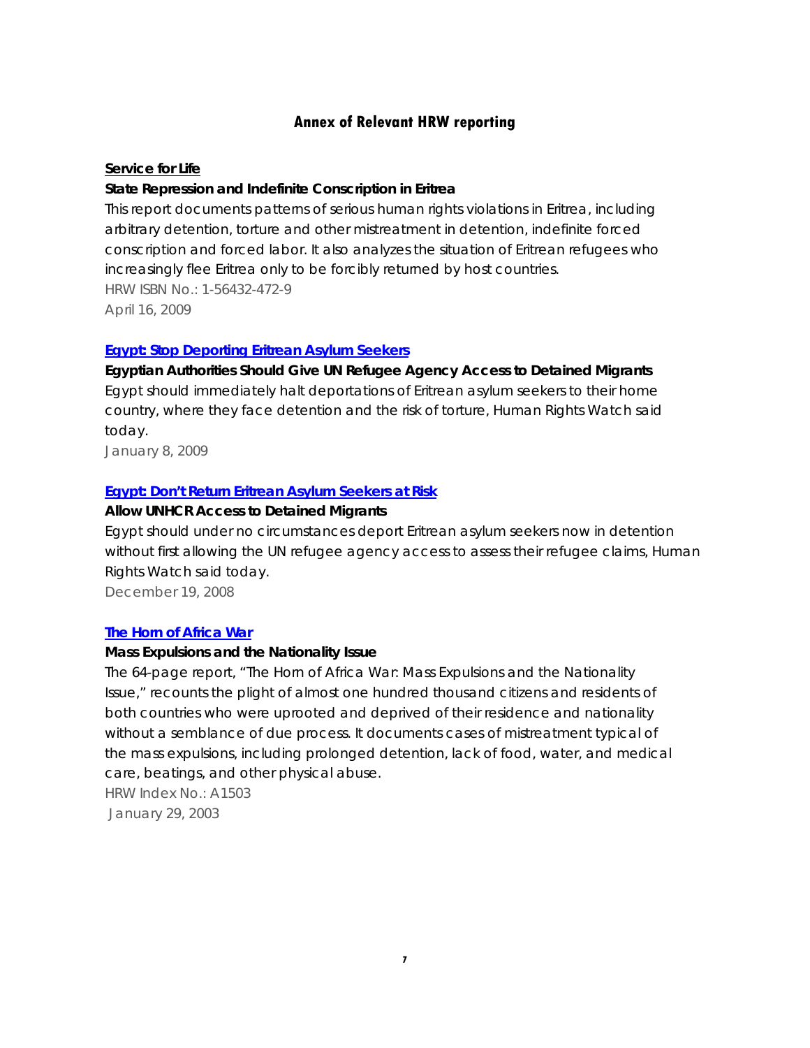## Annex of Relevant HRW reporting

**Service for Life**

**State Repression and Indefinite Conscription in Eritrea**

This report documents patterns of serious human rights violations in Eritrea, including arbitrary detention, torture and other mistreatment in detention, indefinite forced conscription and forced labor. It also analyzes the situation of Eritrean refugees who increasingly flee Eritrea only to be forcibly returned by host countries.

HRW ISBN No.: 1-56432-472-9

April 16, 2009

**Egypt: Stop Deporting Eritrean Asylum Seekers**

**Egyptian Authorities Should Give UN Refugee Agency Access to Detained Migrants**

Egypt should immediately halt deportations of Eritrean asylum seekers to their home country, where they face detention and the risk of torture, Human Rights Watch said today.

January 8, 2009

**Egypt: Don't Return Eritrean Asylum Seekers at Risk**

**Allow UNHCR Access to Detained Migrants**

Egypt should under no circumstances deport Eritrean asylum seekers now in detention without first allowing the UN refugee agency access to assess their refugee claims, Human Rights Watch said today.

December 19, 2008

**The Horn of Africa War**

**Mass Expulsions and the Nationality Issue**

The 64-page report, "The Horn of Africa War: Mass Expulsions and the Nationality Issue," recounts the plight of almost one hundred thousand citizens and residents of both countries who were uprooted and deprived of their residence and nationality without a semblance of due process. It documents cases of mistreatment typical of the mass expulsions, including prolonged detention, lack of food, water, and medical care, beatings, and other physical abuse.

HRW Index No.: A1503

January 29, 2003